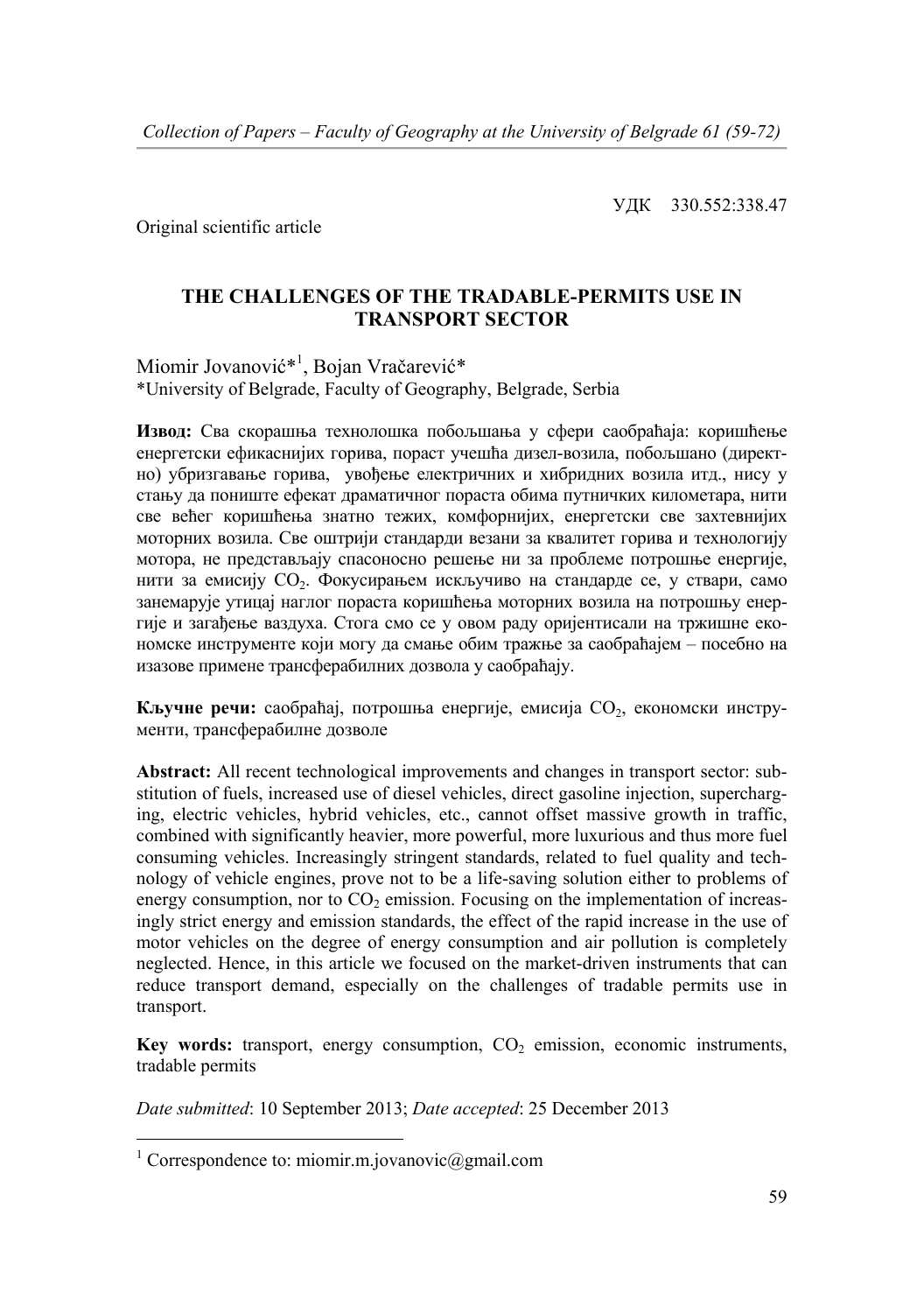УДК 330.552:338.47

Original scientific article

# THE CHALLENGES OF THE TRADABLE-PERMITS USE IN TRANSPORT SECTOR

Miomir Jovanović*[1], Bojan Vračarević*

*University of Belgrade, Faculty of Geography, Belgrade, Serbia

**Извод:** Сва скорашња технолошка побољшања у сфери саобраћаја: коришћење енергетски ефикаснијих горива, пораст учешћа дизел-возила, побољшано (директно) убризгавање горива, увођење електричних и хибридних возила итд., нису у стању да пониште ефекат драматичног пораста обима путничких километара, нити све већег коришћења знатно тежих, комфорнијих, енергетски све захтевнијих моторних возила. Све оштрији стандарди везани за квалитет горива и технологију мотора, не представљају спасоносно решење ни за проблеме потрошње енергије, нити за емисију $CO_2$. Фокусирањем искључиво на стандарде се, у ствари, само занемарује утицај наглог пораста коришћења моторних возила на потрошњу енергије и загађење ваздуха. Стога смо се у овом раду оријентисали на тржишне економске инструменте који могу да смање обим тражње за саобраћајем – посебно на изазове примене трансферабилних дозвола у саобраћају.

**Кључне речи:** саобраћај, потрошња енергије, емисија $CO_2$, економски инструменти, трансферабилне дозволе

**Abstract:** All recent technological improvements and changes in transport sector: substitution of fuels, increased use of diesel vehicles, direct gasoline injection, supercharging, electric vehicles, hybrid vehicles, etc., cannot offset massive growth in traffic, combined with significantly heavier, more powerful, more luxurious and thus more fuel consuming vehicles. Increasingly stringent standards, related to fuel quality and technology of vehicle engines, prove not to be a life-saving solution either to problems of energy consumption, nor to $CO_2$ emission. Focusing on the implementation of increasingly strict energy and emission standards, the effect of the rapid increase in the use of motor vehicles on the degree of energy consumption and air pollution is completely neglected. Hence, in this article we focused on the market-driven instruments that can reduce transport demand, especially on the challenges of tradable permits use in transport.

**Key words:** transport, energy consumption, $CO_2$ emission, economic instruments, tradable permits

*Date submitted*: 10 September 2013; *Date accepted*: 25 December 2013

---

[1] Correspondence to: miomir.m.jovanovic@gmail.com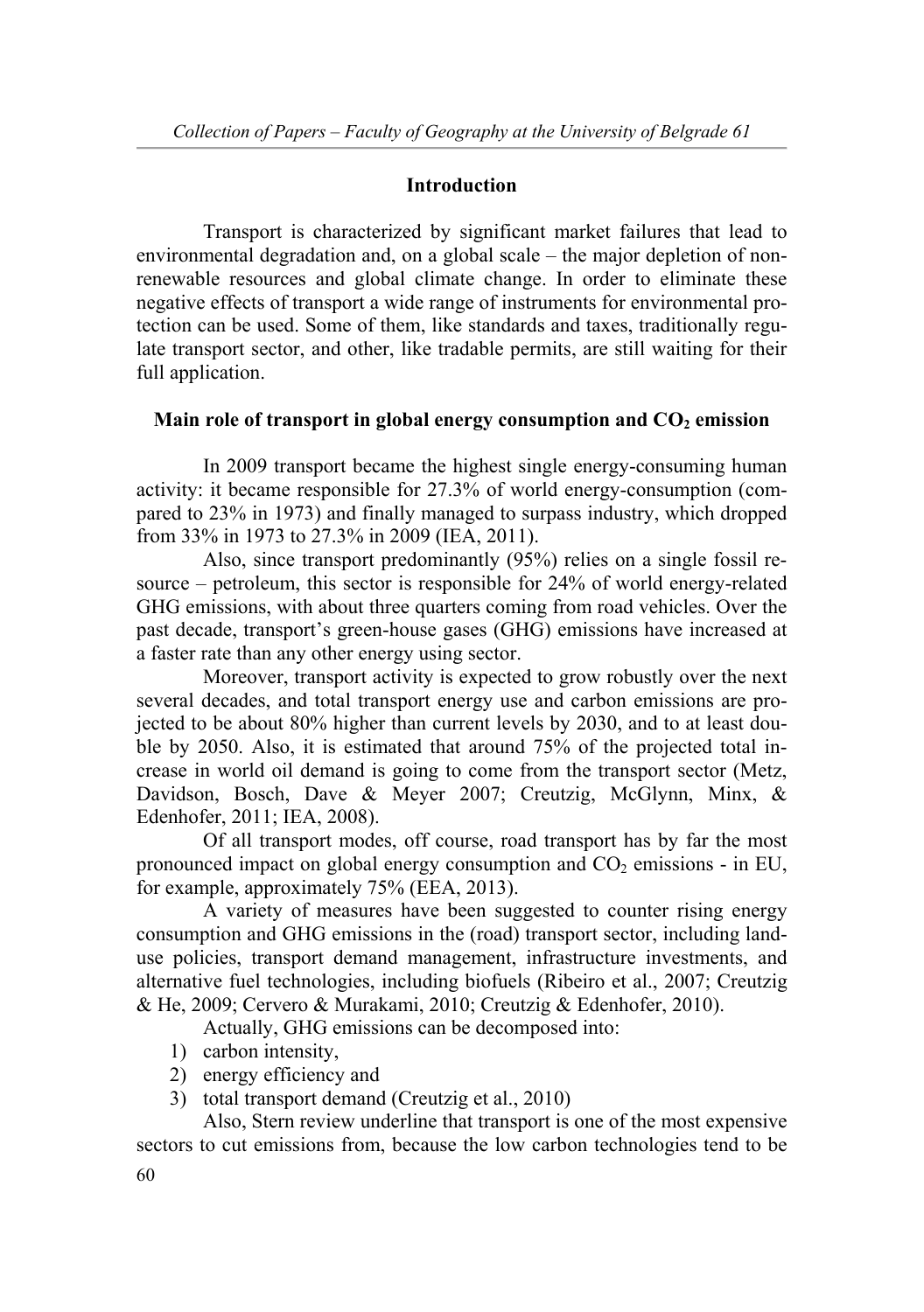## Introduction

Transport is characterized by significant market failures that lead to environmental degradation and, on a global scale – the major depletion of non-renewable resources and global climate change. In order to eliminate these negative effects of transport a wide range of instruments for environmental protection can be used. Some of them, like standards and taxes, traditionally regulate transport sector, and other, like tradable permits, are still waiting for their full application.

## Main role of transport in global energy consumption and $CO_2$ emission

In 2009 transport became the highest single energy-consuming human activity: it became responsible for 27.3% of world energy-consumption (compared to 23% in 1973) and finally managed to surpass industry, which dropped from 33% in 1973 to 27.3% in 2009 (IEA, 2011).

Also, since transport predominantly (95%) relies on a single fossil resource – petroleum, this sector is responsible for 24% of world energy-related GHG emissions, with about three quarters coming from road vehicles. Over the past decade, transport's green-house gases (GHG) emissions have increased at a faster rate than any other energy using sector.

Moreover, transport activity is expected to grow robustly over the next several decades, and total transport energy use and carbon emissions are projected to be about 80% higher than current levels by 2030, and to at least double by 2050. Also, it is estimated that around 75% of the projected total increase in world oil demand is going to come from the transport sector (Metz, Davidson, Bosch, Dave & Meyer 2007; Creutzig, McGlynn, Minx, & Edenhofer, 2011; IEA, 2008).

Of all transport modes, off course, road transport has by far the most pronounced impact on global energy consumption and $CO_2$ emissions - in EU, for example, approximately 75% (EEA, 2013).

A variety of measures have been suggested to counter rising energy consumption and GHG emissions in the (road) transport sector, including land-use policies, transport demand management, infrastructure investments, and alternative fuel technologies, including biofuels (Ribeiro et al., 2007; Creutzig & He, 2009; Cervero & Murakami, 2010; Creutzig & Edenhofer, 2010).

Actually, GHG emissions can be decomposed into:

1) carbon intensity,
2) energy efficiency and
3) total transport demand (Creutzig et al., 2010)

Also, Stern review underline that transport is one of the most expensive sectors to cut emissions from, because the low carbon technologies tend to be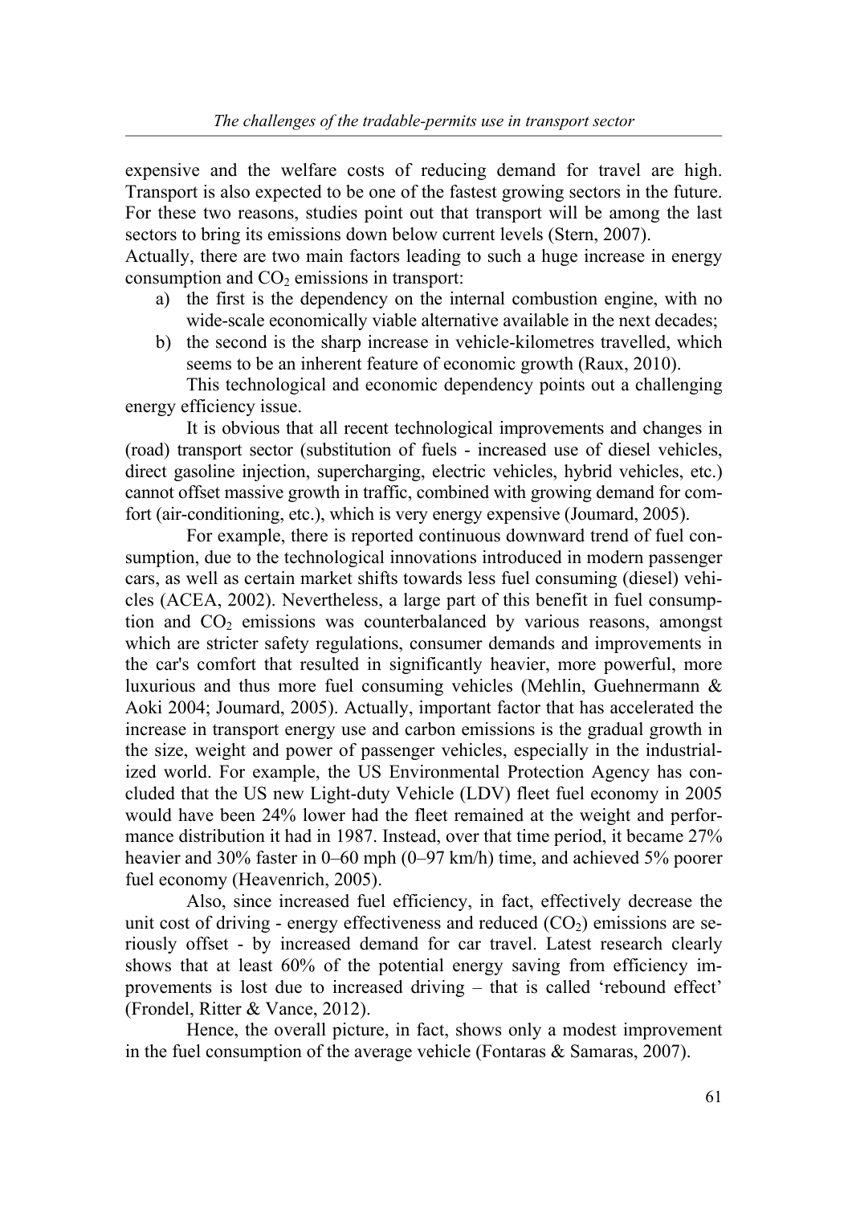expensive and the welfare costs of reducing demand for travel are high. Transport is also expected to be one of the fastest growing sectors in the future. For these two reasons, studies point out that transport will be among the last sectors to bring its emissions down below current levels (Stern, 2007).

Actually, there are two main factors leading to such a huge increase in energy consumption and $CO_2$ emissions in transport:

a) the first is the dependency on the internal combustion engine, with no wide-scale economically viable alternative available in the next decades;
b) the second is the sharp increase in vehicle-kilometres travelled, which seems to be an inherent feature of economic growth (Raux, 2010).

This technological and economic dependency points out a challenging energy efficiency issue.

It is obvious that all recent technological improvements and changes in (road) transport sector (substitution of fuels - increased use of diesel vehicles, direct gasoline injection, supercharging, electric vehicles, hybrid vehicles, etc.) cannot offset massive growth in traffic, combined with growing demand for comfort (air-conditioning, etc.), which is very energy expensive (Joumard, 2005).

For example, there is reported continuous downward trend of fuel consumption, due to the technological innovations introduced in modern passenger cars, as well as certain market shifts towards less fuel consuming (diesel) vehicles (ACEA, 2002). Nevertheless, a large part of this benefit in fuel consumption and $CO_2$ emissions was counterbalanced by various reasons, amongst which are stricter safety regulations, consumer demands and improvements in the car's comfort that resulted in significantly heavier, more powerful, more luxurious and thus more fuel consuming vehicles (Mehlin, Guehnermann & Aoki 2004; Joumard, 2005). Actually, important factor that has accelerated the increase in transport energy use and carbon emissions is the gradual growth in the size, weight and power of passenger vehicles, especially in the industrialized world. For example, the US Environmental Protection Agency has concluded that the US new Light-duty Vehicle (LDV) fleet fuel economy in 2005 would have been 24% lower had the fleet remained at the weight and performance distribution it had in 1987. Instead, over that time period, it became 27% heavier and 30% faster in 0–60 mph (0–97 km/h) time, and achieved 5% poorer fuel economy (Heavenrich, 2005).

Also, since increased fuel efficiency, in fact, effectively decrease the unit cost of driving - energy effectiveness and reduced ($CO_2$) emissions are seriously offset - by increased demand for car travel. Latest research clearly shows that at least 60% of the potential energy saving from efficiency improvements is lost due to increased driving – that is called 'rebound effect' (Frondel, Ritter & Vance, 2012).

Hence, the overall picture, in fact, shows only a modest improvement in the fuel consumption of the average vehicle (Fontaras & Samaras, 2007).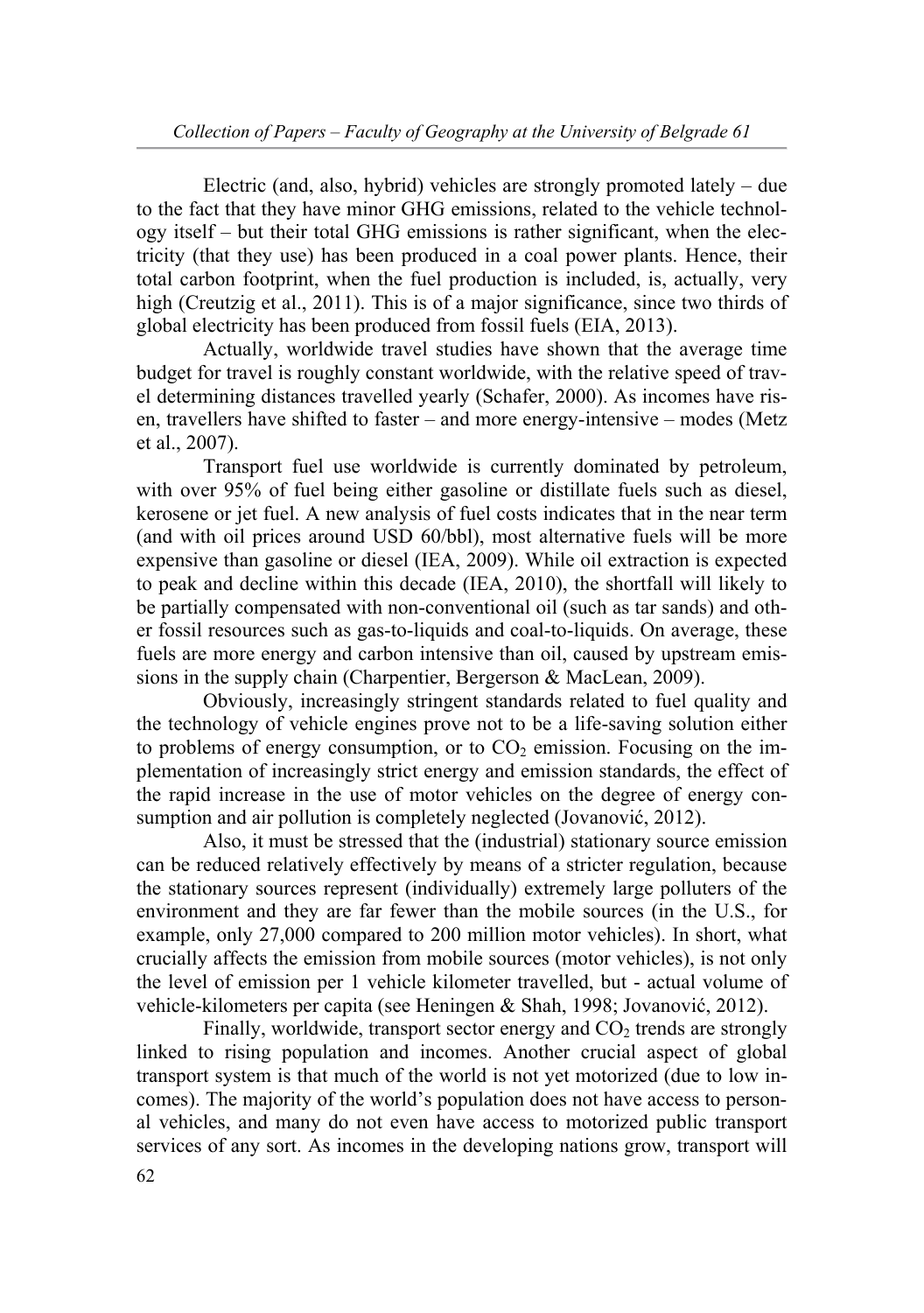Electric (and, also, hybrid) vehicles are strongly promoted lately – due to the fact that they have minor GHG emissions, related to the vehicle technology itself – but their total GHG emissions is rather significant, when the electricity (that they use) has been produced in a coal power plants. Hence, their total carbon footprint, when the fuel production is included, is, actually, very high (Creutzig et al., 2011). This is of a major significance, since two thirds of global electricity has been produced from fossil fuels (EIA, 2013).

Actually, worldwide travel studies have shown that the average time budget for travel is roughly constant worldwide, with the relative speed of travel determining distances travelled yearly (Schafer, 2000). As incomes have risen, travellers have shifted to faster – and more energy-intensive – modes (Metz et al., 2007).

Transport fuel use worldwide is currently dominated by petroleum, with over 95% of fuel being either gasoline or distillate fuels such as diesel, kerosene or jet fuel. A new analysis of fuel costs indicates that in the near term (and with oil prices around USD 60/bbl), most alternative fuels will be more expensive than gasoline or diesel (IEA, 2009). While oil extraction is expected to peak and decline within this decade (IEA, 2010), the shortfall will likely to be partially compensated with non-conventional oil (such as tar sands) and other fossil resources such as gas-to-liquids and coal-to-liquids. On average, these fuels are more energy and carbon intensive than oil, caused by upstream emissions in the supply chain (Charpentier, Bergerson & MacLean, 2009).

Obviously, increasingly stringent standards related to fuel quality and the technology of vehicle engines prove not to be a life-saving solution either to problems of energy consumption, or to $CO_2$ emission. Focusing on the implementation of increasingly strict energy and emission standards, the effect of the rapid increase in the use of motor vehicles on the degree of energy consumption and air pollution is completely neglected (Jovanović, 2012).

Also, it must be stressed that the (industrial) stationary source emission can be reduced relatively effectively by means of a stricter regulation, because the stationary sources represent (individually) extremely large polluters of the environment and they are far fewer than the mobile sources (in the U.S., for example, only 27,000 compared to 200 million motor vehicles). In short, what crucially affects the emission from mobile sources (motor vehicles), is not only the level of emission per 1 vehicle kilometer travelled, but - actual volume of vehicle-kilometers per capita (see Heningen & Shah, 1998; Jovanović, 2012).

Finally, worldwide, transport sector energy and $CO_2$ trends are strongly linked to rising population and incomes. Another crucial aspect of global transport system is that much of the world is not yet motorized (due to low incomes). The majority of the world's population does not have access to personal vehicles, and many do not even have access to motorized public transport services of any sort. As incomes in the developing nations grow, transport will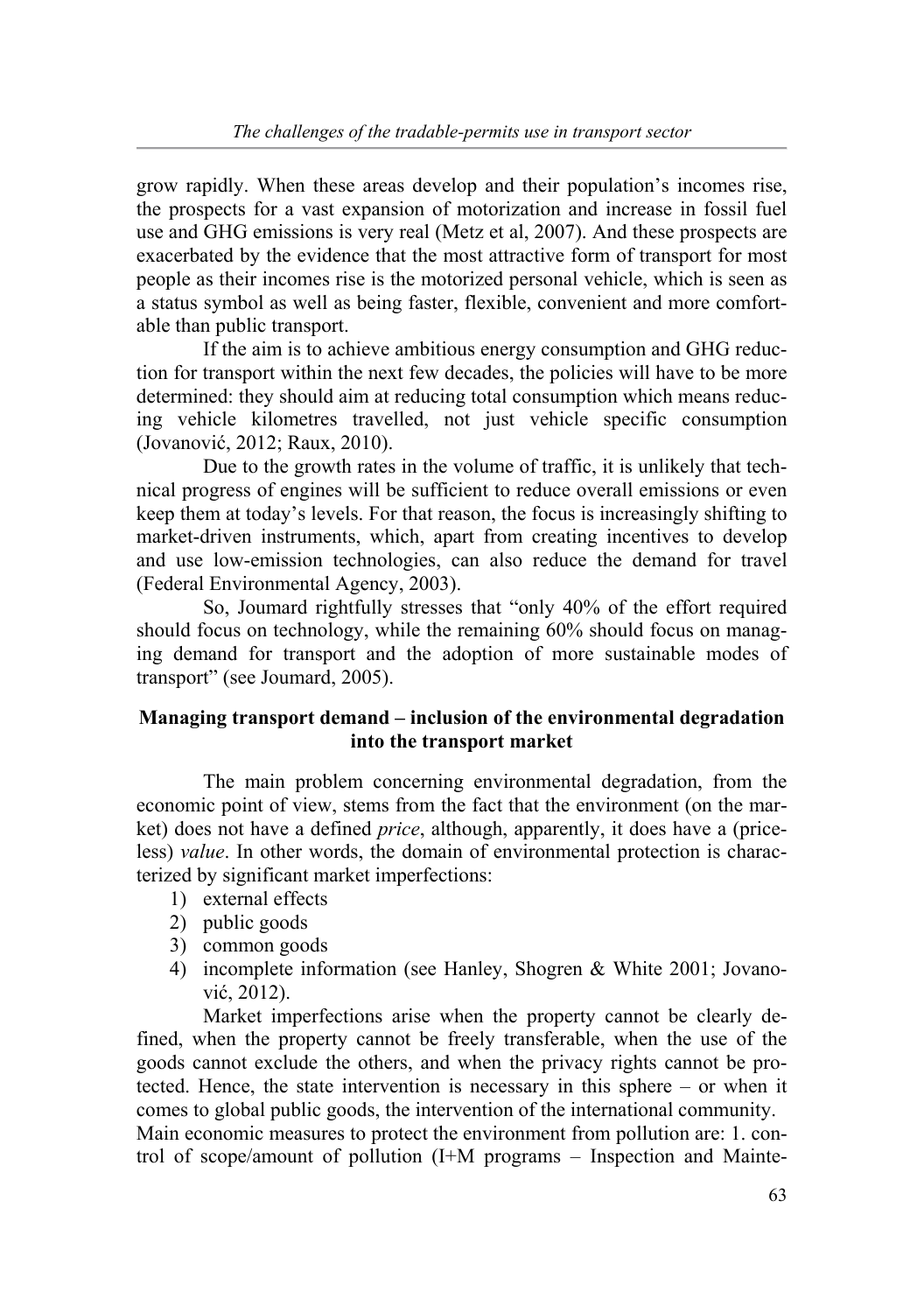grow rapidly. When these areas develop and their population's incomes rise, the prospects for a vast expansion of motorization and increase in fossil fuel use and GHG emissions is very real (Metz et al, 2007). And these prospects are exacerbated by the evidence that the most attractive form of transport for most people as their incomes rise is the motorized personal vehicle, which is seen as a status symbol as well as being faster, flexible, convenient and more comfortable than public transport.

If the aim is to achieve ambitious energy consumption and GHG reduction for transport within the next few decades, the policies will have to be more determined: they should aim at reducing total consumption which means reducing vehicle kilometres travelled, not just vehicle specific consumption (Jovanović, 2012; Raux, 2010).

Due to the growth rates in the volume of traffic, it is unlikely that technical progress of engines will be sufficient to reduce overall emissions or even keep them at today's levels. For that reason, the focus is increasingly shifting to market-driven instruments, which, apart from creating incentives to develop and use low-emission technologies, can also reduce the demand for travel (Federal Environmental Agency, 2003).

So, Joumard rightfully stresses that "only 40% of the effort required should focus on technology, while the remaining 60% should focus on managing demand for transport and the adoption of more sustainable modes of transport" (see Joumard, 2005).

## Managing transport demand – inclusion of the environmental degradation into the transport market

The main problem concerning environmental degradation, from the economic point of view, stems from the fact that the environment (on the market) does not have a defined *price*, although, apparently, it does have a (priceless) *value*. In other words, the domain of environmental protection is characterized by significant market imperfections:

1) external effects
2) public goods
3) common goods
4) incomplete information (see Hanley, Shogren & White 2001; Jovanović, 2012).

Market imperfections arise when the property cannot be clearly defined, when the property cannot be freely transferable, when the use of the goods cannot exclude the others, and when the privacy rights cannot be protected. Hence, the state intervention is necessary in this sphere – or when it comes to global public goods, the intervention of the international community.

Main economic measures to protect the environment from pollution are: 1. control of scope/amount of pollution (I+M programs – Inspection and Mainte-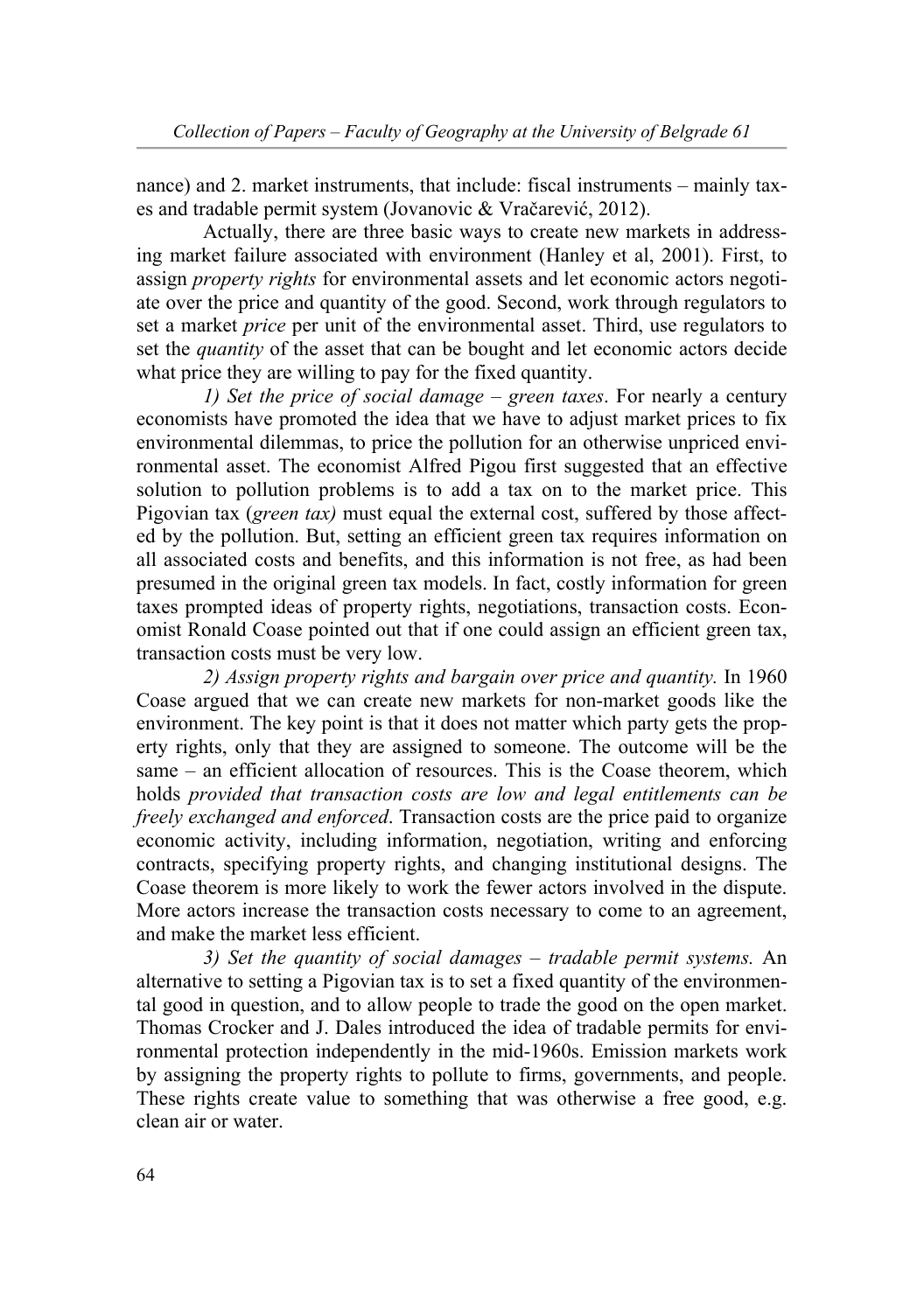nance) and 2. market instruments, that include: fiscal instruments – mainly taxes and tradable permit system (Jovanovic & Vračarević, 2012).

Actually, there are three basic ways to create new markets in addressing market failure associated with environment (Hanley et al, 2001). First, to assign *property rights* for environmental assets and let economic actors negotiate over the price and quantity of the good. Second, work through regulators to set a market *price* per unit of the environmental asset. Third, use regulators to set the *quantity* of the asset that can be bought and let economic actors decide what price they are willing to pay for the fixed quantity.

*1) Set the price of social damage – green taxes*. For nearly a century economists have promoted the idea that we have to adjust market prices to fix environmental dilemmas, to price the pollution for an otherwise unpriced environmental asset. The economist Alfred Pigou first suggested that an effective solution to pollution problems is to add a tax on to the market price. This Pigovian tax (*green tax)* must equal the external cost, suffered by those affected by the pollution. But, setting an efficient green tax requires information on all associated costs and benefits, and this information is not free, as had been presumed in the original green tax models. In fact, costly information for green taxes prompted ideas of property rights, negotiations, transaction costs. Economist Ronald Coase pointed out that if one could assign an efficient green tax, transaction costs must be very low.

*2) Assign property rights and bargain over price and quantity.* In 1960 Coase argued that we can create new markets for non-market goods like the environment. The key point is that it does not matter which party gets the property rights, only that they are assigned to someone. The outcome will be the same – an efficient allocation of resources. This is the Coase theorem, which holds *provided that transaction costs are low and legal entitlements can be freely exchanged and enforced*. Transaction costs are the price paid to organize economic activity, including information, negotiation, writing and enforcing contracts, specifying property rights, and changing institutional designs. The Coase theorem is more likely to work the fewer actors involved in the dispute. More actors increase the transaction costs necessary to come to an agreement, and make the market less efficient.

*3) Set the quantity of social damages – tradable permit systems.* An alternative to setting a Pigovian tax is to set a fixed quantity of the environmental good in question, and to allow people to trade the good on the open market. Thomas Crocker and J. Dales introduced the idea of tradable permits for environmental protection independently in the mid-1960s. Emission markets work by assigning the property rights to pollute to firms, governments, and people. These rights create value to something that was otherwise a free good, e.g. clean air or water.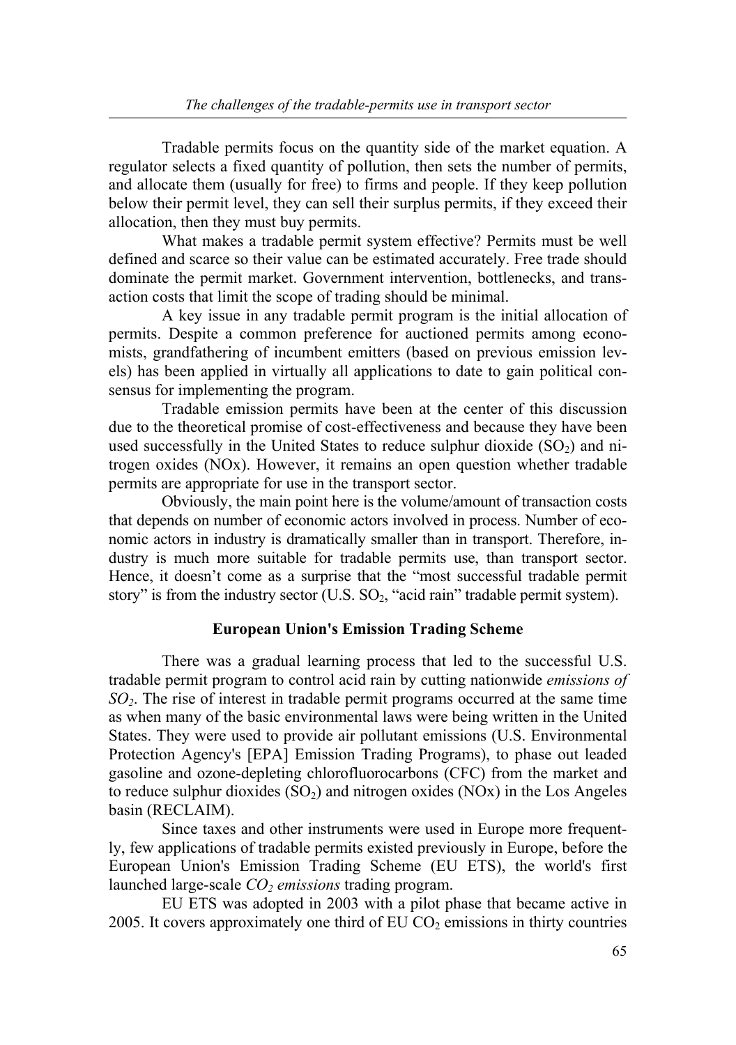Tradable permits focus on the quantity side of the market equation. A regulator selects a fixed quantity of pollution, then sets the number of permits, and allocate them (usually for free) to firms and people. If they keep pollution below their permit level, they can sell their surplus permits, if they exceed their allocation, then they must buy permits.

What makes a tradable permit system effective? Permits must be well defined and scarce so their value can be estimated accurately. Free trade should dominate the permit market. Government intervention, bottlenecks, and transaction costs that limit the scope of trading should be minimal.

A key issue in any tradable permit program is the initial allocation of permits. Despite a common preference for auctioned permits among economists, grandfathering of incumbent emitters (based on previous emission levels) has been applied in virtually all applications to date to gain political consensus for implementing the program.

Tradable emission permits have been at the center of this discussion due to the theoretical promise of cost-effectiveness and because they have been used successfully in the United States to reduce sulphur dioxide ($SO_2$) and nitrogen oxides (NOx). However, it remains an open question whether tradable permits are appropriate for use in the transport sector.

Obviously, the main point here is the volume/amount of transaction costs that depends on number of economic actors involved in process. Number of economic actors in industry is dramatically smaller than in transport. Therefore, industry is much more suitable for tradable permits use, than transport sector. Hence, it doesn't come as a surprise that the "most successful tradable permit story" is from the industry sector (U.S. $SO_2$, "acid rain" tradable permit system).

## European Union's Emission Trading Scheme

There was a gradual learning process that led to the successful U.S. tradable permit program to control acid rain by cutting nationwide *emissions of* $SO_2$. The rise of interest in tradable permit programs occurred at the same time as when many of the basic environmental laws were being written in the United States. They were used to provide air pollutant emissions (U.S. Environmental Protection Agency's [EPA] Emission Trading Programs), to phase out leaded gasoline and ozone-depleting chlorofluorocarbons (CFC) from the market and to reduce sulphur dioxides ($SO_2$) and nitrogen oxides (NOx) in the Los Angeles basin (RECLAIM).

Since taxes and other instruments were used in Europe more frequently, few applications of tradable permits existed previously in Europe, before the European Union's Emission Trading Scheme (EU ETS), the world's first launched large-scale $CO_2$ *emissions* trading program.

EU ETS was adopted in 2003 with a pilot phase that became active in 2005. It covers approximately one third of EU $CO_2$ emissions in thirty countries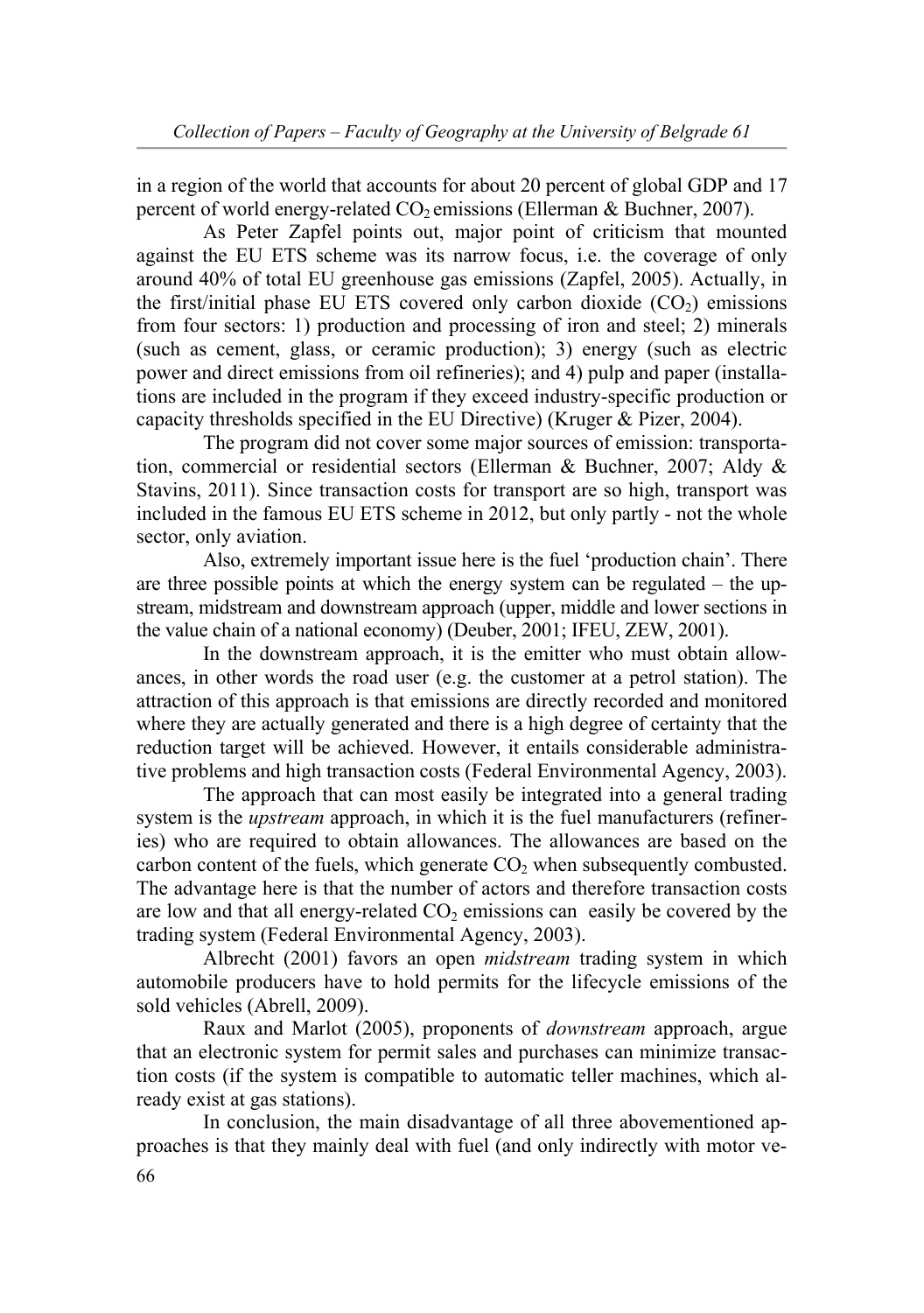in a region of the world that accounts for about 20 percent of global GDP and 17 percent of world energy-related $CO_2$ emissions (Ellerman & Buchner, 2007).

As Peter Zapfel points out, major point of criticism that mounted against the EU ETS scheme was its narrow focus, i.e. the coverage of only around 40% of total EU greenhouse gas emissions (Zapfel, 2005). Actually, in the first/initial phase EU ETS covered only carbon dioxide ($CO_2$) emissions from four sectors: 1) production and processing of iron and steel; 2) minerals (such as cement, glass, or ceramic production); 3) energy (such as electric power and direct emissions from oil refineries); and 4) pulp and paper (installations are included in the program if they exceed industry-specific production or capacity thresholds specified in the EU Directive) (Kruger & Pizer, 2004).

The program did not cover some major sources of emission: transportation, commercial or residential sectors (Ellerman & Buchner, 2007; Aldy & Stavins, 2011). Since transaction costs for transport are so high, transport was included in the famous EU ETS scheme in 2012, but only partly - not the whole sector, only aviation.

Also, extremely important issue here is the fuel 'production chain'. There are three possible points at which the energy system can be regulated – the upstream, midstream and downstream approach (upper, middle and lower sections in the value chain of a national economy) (Deuber, 2001; IFEU, ZEW, 2001).

In the downstream approach, it is the emitter who must obtain allowances, in other words the road user (e.g. the customer at a petrol station). The attraction of this approach is that emissions are directly recorded and monitored where they are actually generated and there is a high degree of certainty that the reduction target will be achieved. However, it entails considerable administrative problems and high transaction costs (Federal Environmental Agency, 2003).

The approach that can most easily be integrated into a general trading system is the *upstream* approach, in which it is the fuel manufacturers (refineries) who are required to obtain allowances. The allowances are based on the carbon content of the fuels, which generate $CO_2$ when subsequently combusted. The advantage here is that the number of actors and therefore transaction costs are low and that all energy-related $CO_2$ emissions can easily be covered by the trading system (Federal Environmental Agency, 2003).

Albrecht (2001) favors an open *midstream* trading system in which automobile producers have to hold permits for the lifecycle emissions of the sold vehicles (Abrell, 2009).

Raux and Marlot (2005), proponents of *downstream* approach, argue that an electronic system for permit sales and purchases can minimize transaction costs (if the system is compatible to automatic teller machines, which already exist at gas stations).

In conclusion, the main disadvantage of all three abovementioned approaches is that they mainly deal with fuel (and only indirectly with motor ve-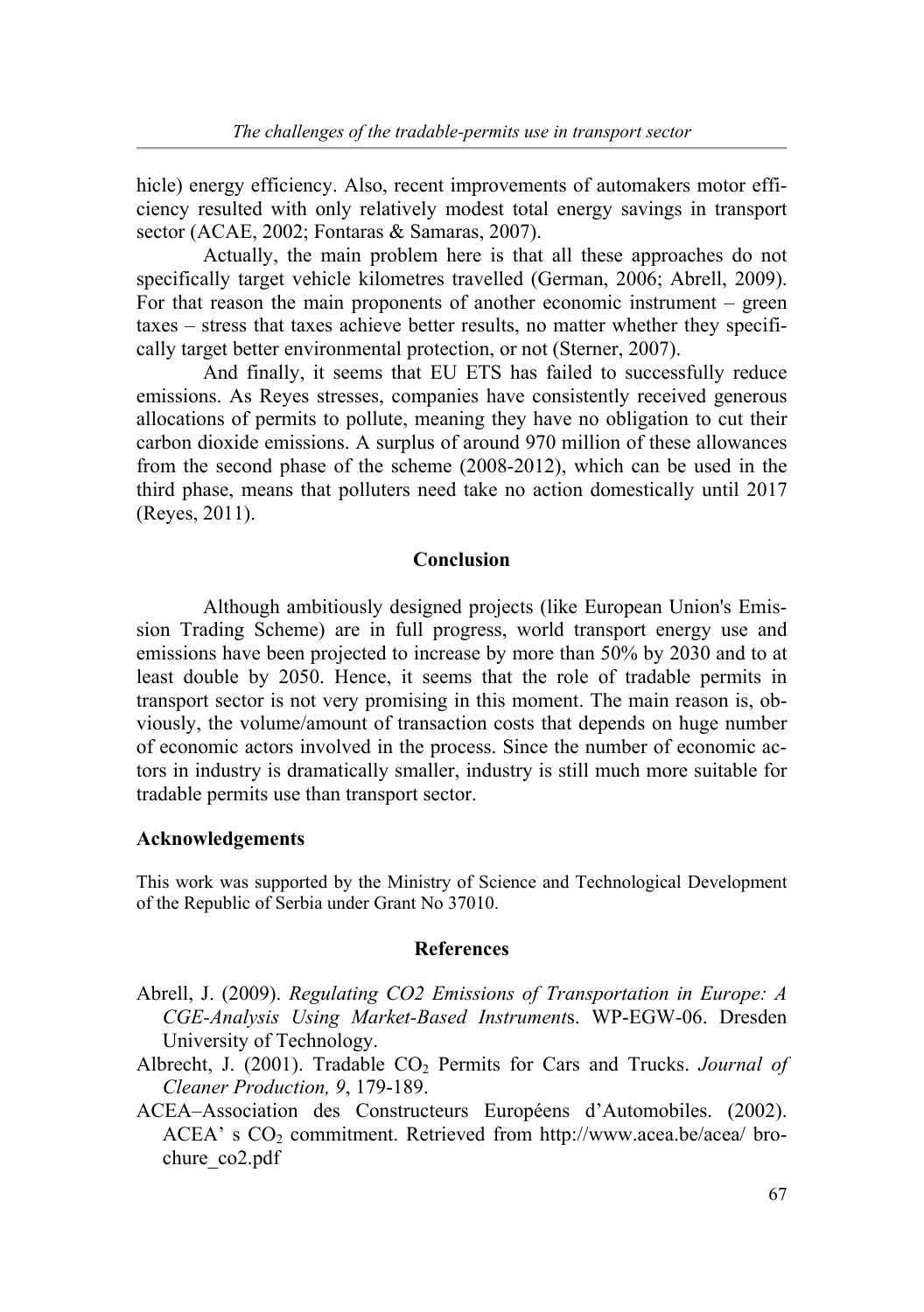hicle) energy efficiency. Also, recent improvements of automakers motor efficiency resulted with only relatively modest total energy savings in transport sector (ACAE, 2002; Fontaras & Samaras, 2007).

Actually, the main problem here is that all these approaches do not specifically target vehicle kilometres travelled (German, 2006; Abrell, 2009). For that reason the main proponents of another economic instrument – green taxes – stress that taxes achieve better results, no matter whether they specifically target better environmental protection, or not (Sterner, 2007).

And finally, it seems that EU ETS has failed to successfully reduce emissions. As Reyes stresses, companies have consistently received generous allocations of permits to pollute, meaning they have no obligation to cut their carbon dioxide emissions. A surplus of around 970 million of these allowances from the second phase of the scheme (2008-2012), which can be used in the third phase, means that polluters need take no action domestically until 2017 (Reyes, 2011).

## Conclusion

Although ambitiously designed projects (like European Union's Emission Trading Scheme) are in full progress, world transport energy use and emissions have been projected to increase by more than 50% by 2030 and to at least double by 2050. Hence, it seems that the role of tradable permits in transport sector is not very promising in this moment. The main reason is, obviously, the volume/amount of transaction costs that depends on huge number of economic actors involved in the process. Since the number of economic actors in industry is dramatically smaller, industry is still much more suitable for tradable permits use than transport sector.

### Acknowledgements

This work was supported by the Ministry of Science and Technological Development of the Republic of Serbia under Grant No 37010.

## References

Abrell, J. (2009). *Regulating CO2 Emissions of Transportation in Europe: A CGE-Analysis Using Market-Based Instruments*. WP-EGW-06. Dresden University of Technology.

Albrecht, J. (2001). Tradable $CO_2$ Permits for Cars and Trucks. *Journal of Cleaner Production, 9*, 179-189.

ACEA–Association des Constructeurs Européens d'Automobiles. (2002). ACEA' s $CO_2$ commitment. Retrieved from http://www.acea.be/acea/ brochure_co2.pdf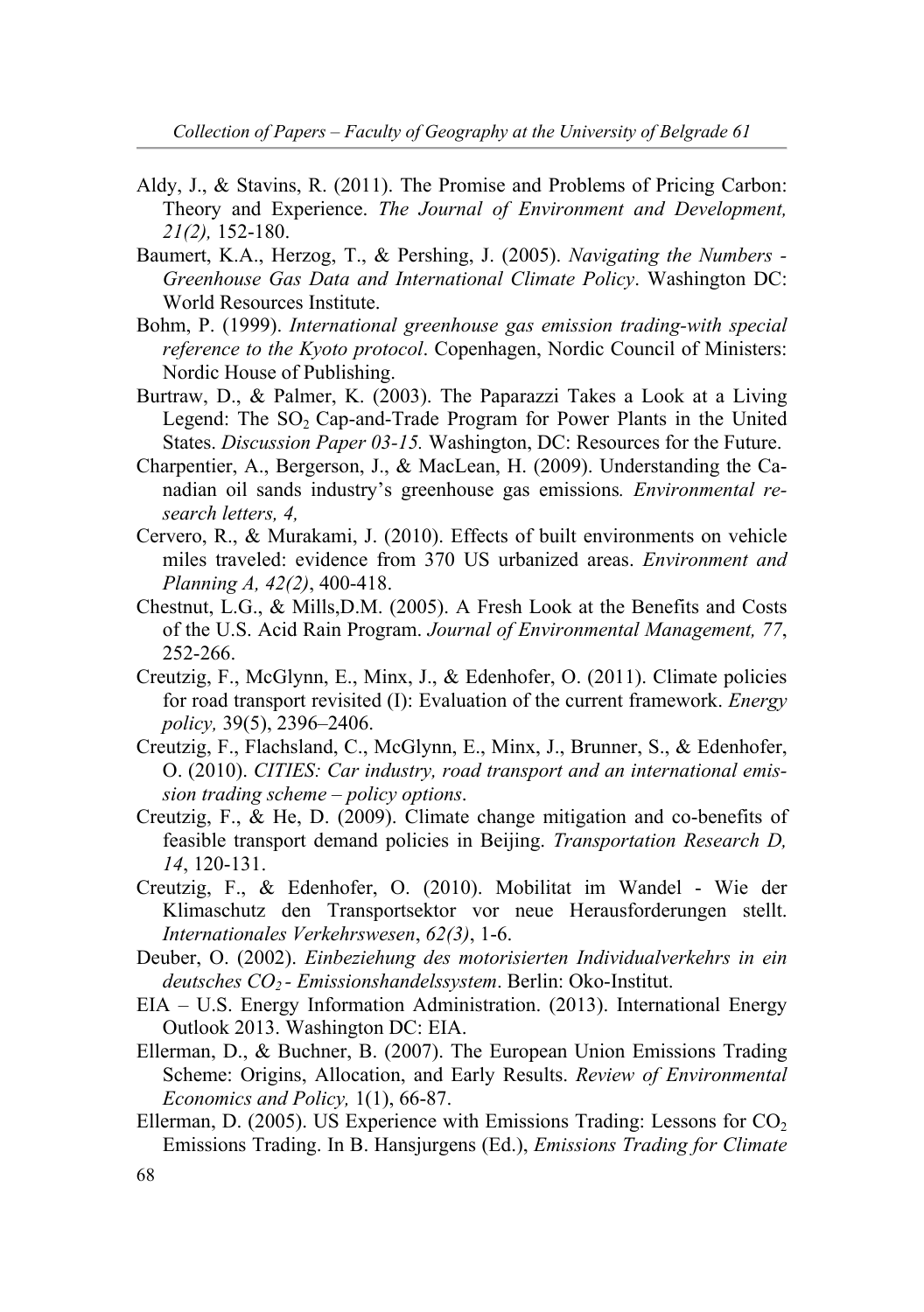Aldy, J., & Stavins, R. (2011). The Promise and Problems of Pricing Carbon: Theory and Experience. *The Journal of Environment and Development, 21(2),* 152-180.

Baumert, K.A., Herzog, T., & Pershing, J. (2005). *Navigating the Numbers - Greenhouse Gas Data and International Climate Policy*. Washington DC: World Resources Institute.

Bohm, P. (1999). *International greenhouse gas emission trading-with special reference to the Kyoto protocol*. Copenhagen, Nordic Council of Ministers: Nordic House of Publishing.

Burtraw, D., & Palmer, K. (2003). The Paparazzi Takes a Look at a Living Legend: The $SO_2$ Cap-and-Trade Program for Power Plants in the United States. *Discussion Paper 03-15.* Washington, DC: Resources for the Future.

Charpentier, A., Bergerson, J., & MacLean, H. (2009). Understanding the Canadian oil sands industry's greenhouse gas emissions*. Environmental research letters, 4,*

Cervero, R., & Murakami, J. (2010). Effects of built environments on vehicle miles traveled: evidence from 370 US urbanized areas. *Environment and Planning A, 42(2)*, 400-418.

Chestnut, L.G., & Mills,D.M. (2005). A Fresh Look at the Benefits and Costs of the U.S. Acid Rain Program. *Journal of Environmental Management, 77*, 252-266.

Creutzig, F., McGlynn, E., Minx, J., & Edenhofer, O. (2011). Climate policies for road transport revisited (I): Evaluation of the current framework. *Energy policy,* 39(5), 2396–2406.

Creutzig, F., Flachsland, C., McGlynn, E., Minx, J., Brunner, S., & Edenhofer, O. (2010). *CITIES: Car industry, road transport and an international emission trading scheme – policy options*.

Creutzig, F., & He, D. (2009). Climate change mitigation and co-benefits of feasible transport demand policies in Beijing. *Transportation Research D, 14*, 120-131.

Creutzig, F., & Edenhofer, O. (2010). Mobilitat im Wandel - Wie der Klimaschutz den Transportsektor vor neue Herausforderungen stellt. *Internationales Verkehrswesen*, *62(3)*, 1-6.

Deuber, O. (2002). *Einbeziehung des motorisierten Individualverkehrs in ein deutsches $CO_2$ - Emissionshandelssystem*. Berlin: Oko-Institut.

EIA – U.S. Energy Information Administration. (2013). International Energy Outlook 2013. Washington DC: EIA.

Ellerman, D., & Buchner, B. (2007). The European Union Emissions Trading Scheme: Origins, Allocation, and Early Results. *Review of Environmental Economics and Policy,* 1(1), 66-87.

Ellerman, D. (2005). US Experience with Emissions Trading: Lessons for $CO_2$ Emissions Trading. In B. Hansjurgens (Ed.), *Emissions Trading for Climate*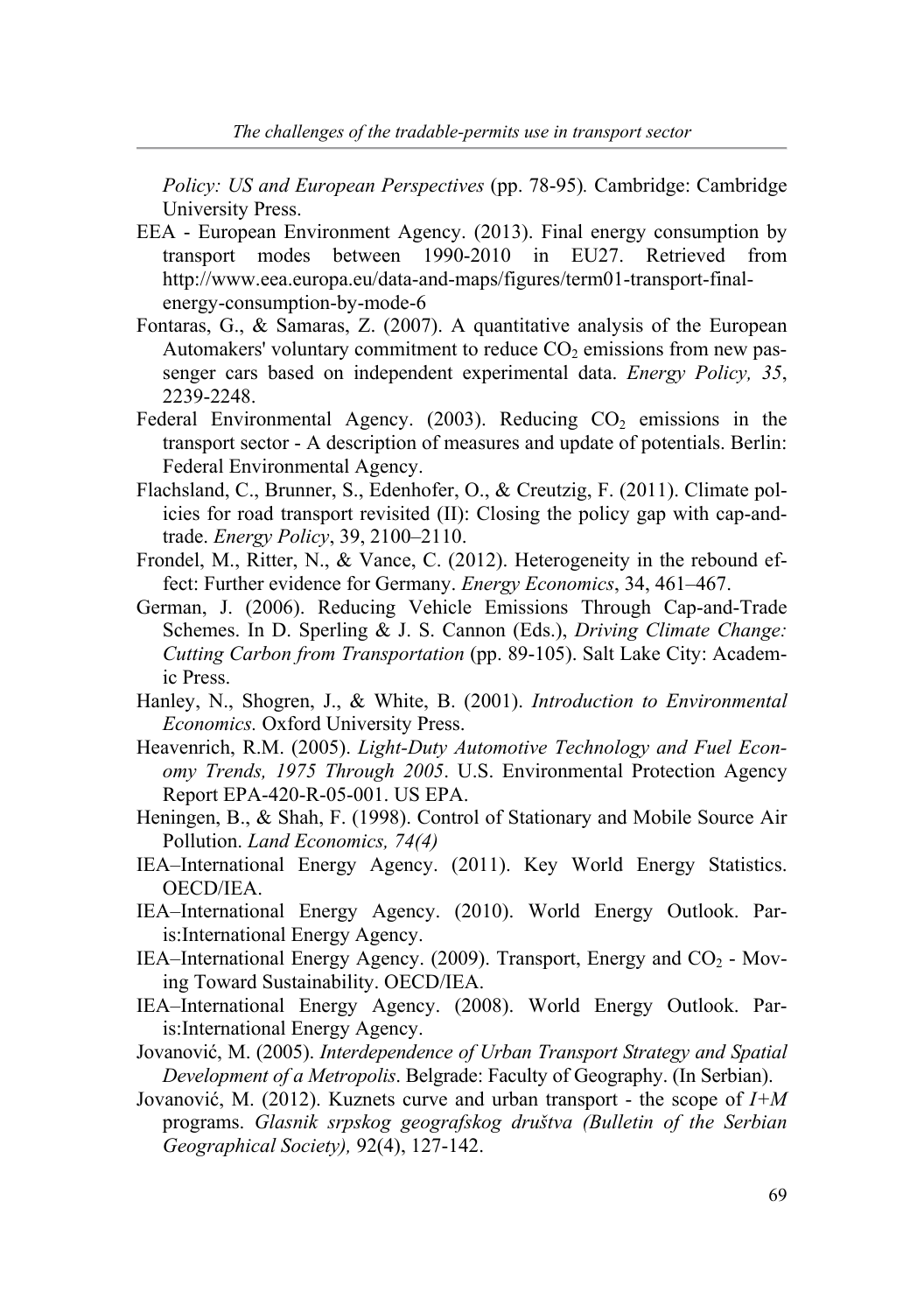*Policy: US and European Perspectives* (pp. 78-95)*.* Cambridge: Cambridge University Press.

EEA - European Environment Agency. (2013). Final energy consumption by transport modes between 1990-2010 in EU27. Retrieved from http://www.eea.europa.eu/data-and-maps/figures/term01-transport-final-energy-consumption-by-mode-6

Fontaras, G., & Samaras, Z. (2007). A quantitative analysis of the European Automakers' voluntary commitment to reduce $CO_2$ emissions from new passenger cars based on independent experimental data. *Energy Policy, 35*, 2239-2248.

Federal Environmental Agency. (2003). Reducing $CO_2$ emissions in the transport sector - A description of measures and update of potentials. Berlin: Federal Environmental Agency.

Flachsland, C., Brunner, S., Edenhofer, O., & Creutzig, F. (2011). Climate policies for road transport revisited (II): Closing the policy gap with cap-and-trade. *Energy Policy*, 39, 2100–2110.

Frondel, M., Ritter, N., & Vance, C. (2012). Heterogeneity in the rebound effect: Further evidence for Germany. *Energy Economics*, 34, 461–467.

German, J. (2006). Reducing Vehicle Emissions Through Cap-and-Trade Schemes. In D. Sperling & J. S. Cannon (Eds.), *Driving Climate Change: Cutting Carbon from Transportation* (pp. 89-105). Salt Lake City: Academic Press.

Hanley, N., Shogren, J., & White, B. (2001). *Introduction to Environmental Economics.* Oxford University Press.

Heavenrich, R.M. (2005). *Light-Duty Automotive Technology and Fuel Economy Trends, 1975 Through 2005*. U.S. Environmental Protection Agency Report EPA-420-R-05-001. US EPA.

Heningen, B., & Shah, F. (1998). Control of Stationary and Mobile Source Air Pollution. *Land Economics, 74(4)*

IEA–International Energy Agency. (2011). Key World Energy Statistics. OECD/IEA.

IEA–International Energy Agency. (2010). World Energy Outlook. Paris:International Energy Agency.

IEA–International Energy Agency. (2009). Transport, Energy and $CO_2$ - Moving Toward Sustainability. OECD/IEA.

IEA–International Energy Agency. (2008). World Energy Outlook. Paris:International Energy Agency.

Jovanović, M. (2005). *Interdependence of Urban Transport Strategy and Spatial Development of a Metropolis*. Belgrade: Faculty of Geography. (In Serbian).

Jovanović, M. (2012). Kuznets curve and urban transport - the scope of *I+M* programs. *Glasnik srpskog geografskog društva (Bulletin of the Serbian Geographical Society),* 92(4), 127-142.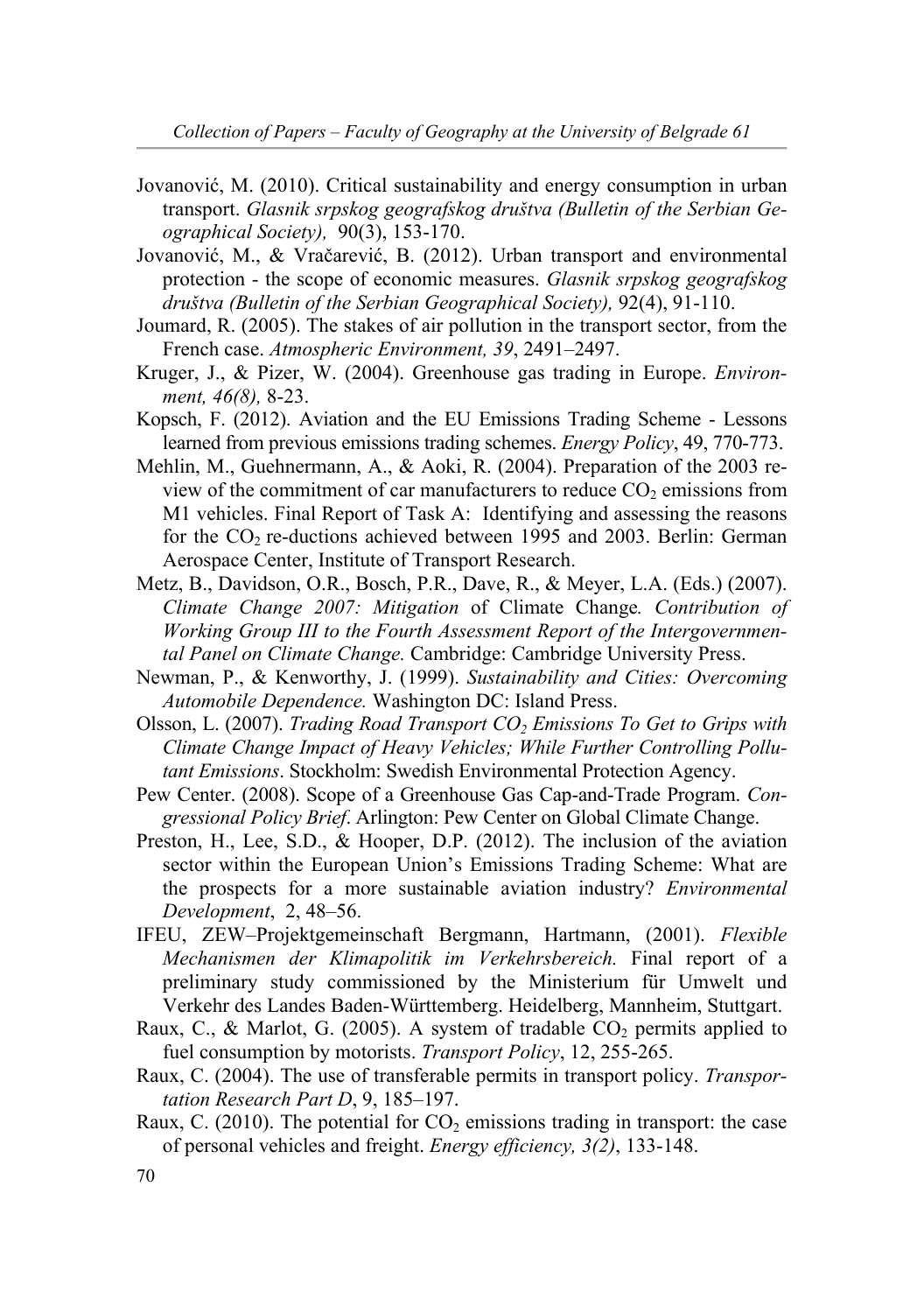Jovanović, M. (2010). Critical sustainability and energy consumption in urban transport. *Glasnik srpskog geografskog društva (Bulletin of the Serbian Geographical Society),* 90(3), 153-170.

Jovanović, M., & Vračarević, B. (2012). Urban transport and environmental protection - the scope of economic measures. *Glasnik srpskog geografskog društva (Bulletin of the Serbian Geographical Society),* 92(4), 91-110.

Joumard, R. (2005). The stakes of air pollution in the transport sector, from the French case. *Atmospheric Environment, 39*, 2491–2497.

Kruger, J., & Pizer, W. (2004). Greenhouse gas trading in Europe. *Environment, 46(8),* 8-23.

Kopsch, F. (2012). Aviation and the EU Emissions Trading Scheme - Lessons learned from previous emissions trading schemes. *Energy Policy*, 49, 770-773.

Mehlin, M., Guehnermann, A., & Aoki, R. (2004). Preparation of the 2003 review of the commitment of car manufacturers to reduce $CO_2$ emissions from M1 vehicles. Final Report of Task A: Identifying and assessing the reasons for the $CO_2$ re-ductions achieved between 1995 and 2003. Berlin: German Aerospace Center, Institute of Transport Research.

Metz, B., Davidson, O.R., Bosch, P.R., Dave, R., & Meyer, L.A. (Eds.) (2007). *Climate Change 2007: Mitigation* of Climate Change*. Contribution of Working Group III to the Fourth Assessment Report of the Intergovernmental Panel on Climate Change.* Cambridge: Cambridge University Press.

Newman, P., & Kenworthy, J. (1999). *Sustainability and Cities: Overcoming Automobile Dependence.* Washington DC: Island Press.

Olsson, L. (2007). *Trading Road Transport $CO_2$ Emissions To Get to Grips with Climate Change Impact of Heavy Vehicles; While Further Controlling Pollutant Emissions*. Stockholm: Swedish Environmental Protection Agency.

Pew Center. (2008). Scope of a Greenhouse Gas Cap-and-Trade Program. *Congressional Policy Brief*. Arlington: Pew Center on Global Climate Change.

Preston, H., Lee, S.D., & Hooper, D.P. (2012). The inclusion of the aviation sector within the European Union's Emissions Trading Scheme: What are the prospects for a more sustainable aviation industry? *Environmental Development*, 2, 48–56.

IFEU, ZEW–Projektgemeinschaft Bergmann, Hartmann, (2001). *Flexible Mechanismen der Klimapolitik im Verkehrsbereich.* Final report of a preliminary study commissioned by the Ministerium für Umwelt und Verkehr des Landes Baden-Württemberg. Heidelberg, Mannheim, Stuttgart.

Raux, C., & Marlot, G. (2005). A system of tradable $CO_2$ permits applied to fuel consumption by motorists. *Transport Policy*, 12, 255-265.

Raux, C. (2004). The use of transferable permits in transport policy. *Transportation Research Part D*, 9, 185–197.

Raux, C. (2010). The potential for $CO_2$ emissions trading in transport: the case of personal vehicles and freight. *Energy efficiency, 3(2)*, 133-148.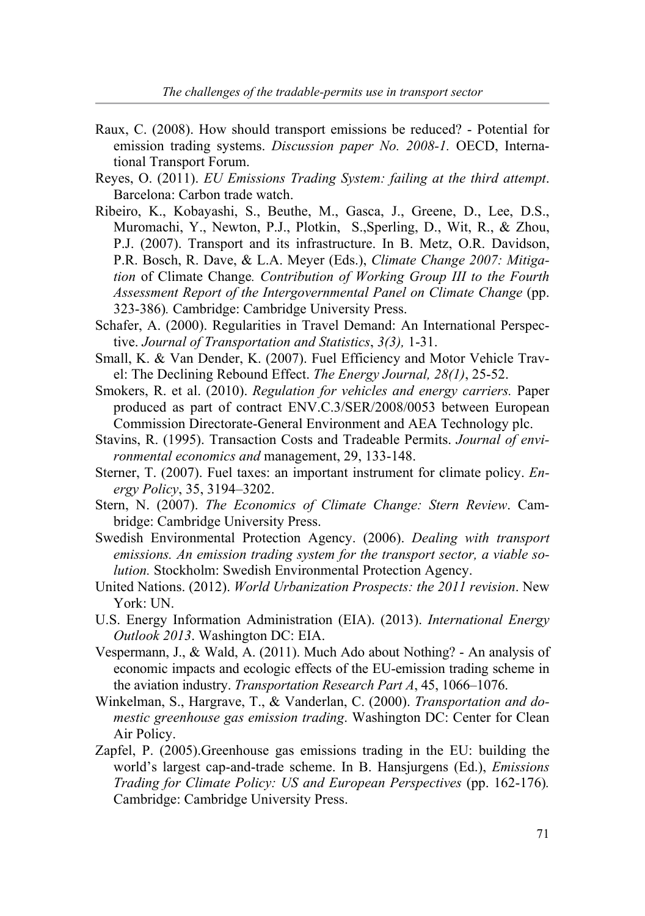Raux, C. (2008). How should transport emissions be reduced? - Potential for emission trading systems. *Discussion paper No. 2008-1.* OECD, International Transport Forum.

Reyes, O. (2011). *EU Emissions Trading System: failing at the third attempt*. Barcelona: Carbon trade watch.

Ribeiro, K., Kobayashi, S., Beuthe, M., Gasca, J., Greene, D., Lee, D.S., Muromachi, Y., Newton, P.J., Plotkin, S.,Sperling, D., Wit, R., & Zhou, P.J. (2007). Transport and its infrastructure. In B. Metz, O.R. Davidson, P.R. Bosch, R. Dave, & L.A. Meyer (Eds.), *Climate Change 2007: Mitigation* of Climate Change*. Contribution of Working Group III to the Fourth Assessment Report of the Intergovernmental Panel on Climate Change* (pp. 323-386)*.* Cambridge: Cambridge University Press.

Schafer, A. (2000). Regularities in Travel Demand: An International Perspective. *Journal of Transportation and Statistics*, *3(3),* 1-31.

Small, K. & Van Dender, K. (2007). Fuel Efficiency and Motor Vehicle Travel: The Declining Rebound Effect. *The Energy Journal, 28(1)*, 25-52.

Smokers, R. et al. (2010). *Regulation for vehicles and energy carriers.* Paper produced as part of contract ENV.C.3/SER/2008/0053 between European Commission Directorate-General Environment and AEA Technology plc.

Stavins, R. (1995). Transaction Costs and Tradeable Permits. *Journal of environmental economics and* management, 29, 133-148.

Sterner, T. (2007). Fuel taxes: an important instrument for climate policy. *Energy Policy*, 35, 3194–3202.

Stern, N. (2007). *The Economics of Climate Change: Stern Review*. Cambridge: Cambridge University Press.

Swedish Environmental Protection Agency. (2006). *Dealing with transport emissions. An emission trading system for the transport sector, a viable solution.* Stockholm: Swedish Environmental Protection Agency.

United Nations. (2012). *World Urbanization Prospects: the 2011 revision*. New York: UN.

U.S. Energy Information Administration (EIA). (2013). *International Energy Outlook 2013*. Washington DC: EIA.

Vespermann, J., & Wald, A. (2011). Much Ado about Nothing? - An analysis of economic impacts and ecologic effects of the EU-emission trading scheme in the aviation industry. *Transportation Research Part A*, 45, 1066–1076.

Winkelman, S., Hargrave, T., & Vanderlan, C. (2000). *Transportation and domestic greenhouse gas emission trading*. Washington DC: Center for Clean Air Policy.

Zapfel, P. (2005).Greenhouse gas emissions trading in the EU: building the world's largest cap-and-trade scheme. In B. Hansjurgens (Ed.), *Emissions Trading for Climate Policy: US and European Perspectives* (pp. 162-176)*.* Cambridge: Cambridge University Press.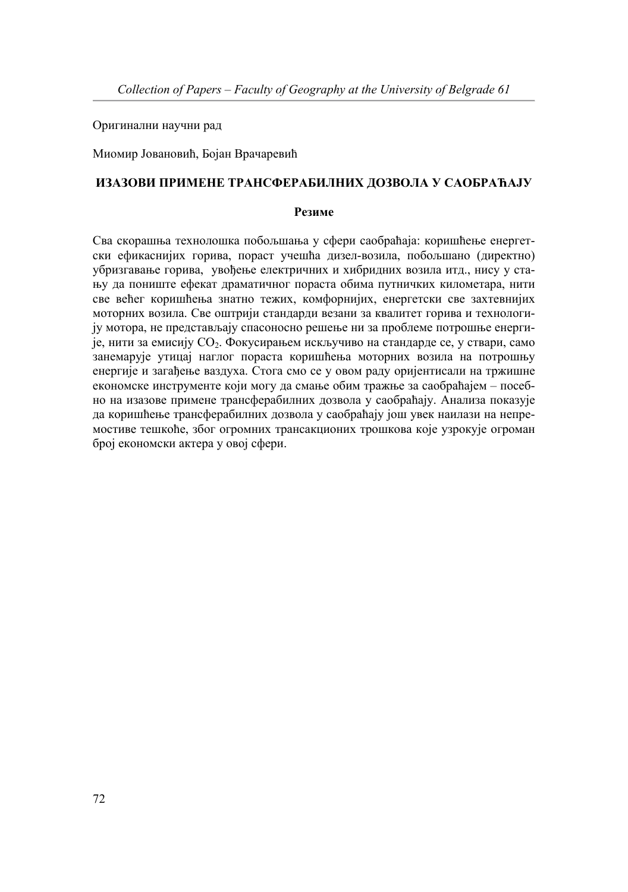Оригинални научни рад

Миомир Јовановић, Бојан Врачаревић

## ИЗАЗОВИ ПРИМЕНЕ ТРАНСФЕРАБИЛНИХ ДОЗВОЛА У САОБРАЋАЈУ

### Резиме

Сва скорашња технолошка побољшања у сфери саобраћаја: коришћење енергетски ефикаснијих горива, пораст учешћа дизел-возила, побољшано (директно) убризгавање горива, увођење електричних и хибридних возила итд., нису у стању да пониште ефекат драматичног пораста обима путничких километара, нити све већег коришћења знатно тежих, комфорнијих, енергетски све захтевнијих моторних возила. Све оштрији стандарди везани за квалитет горива и технологију мотора, не представљају спасоносно решење ни за проблеме потрошње енергије, нити за емисију $CO_2$. Фокусирањем искључиво на стандарде се, у ствари, само занемарује утицај наглог пораста коришћења моторних возила на потрошњу енергије и загађење ваздуха. Стога смо се у овом раду оријентисали на тржишне економске инструменте који могу да смање обим тражње за саобраћајем – посебно на изазове примене трансферабилних дозвола у саобраћају. Анализа показује да коришћење трансферабилних дозвола у саобраћају још увек наилази на непремостиве тешкоће, због огромних трансакционих трошкова које узрокује огроман број економски актера у овој сфери.